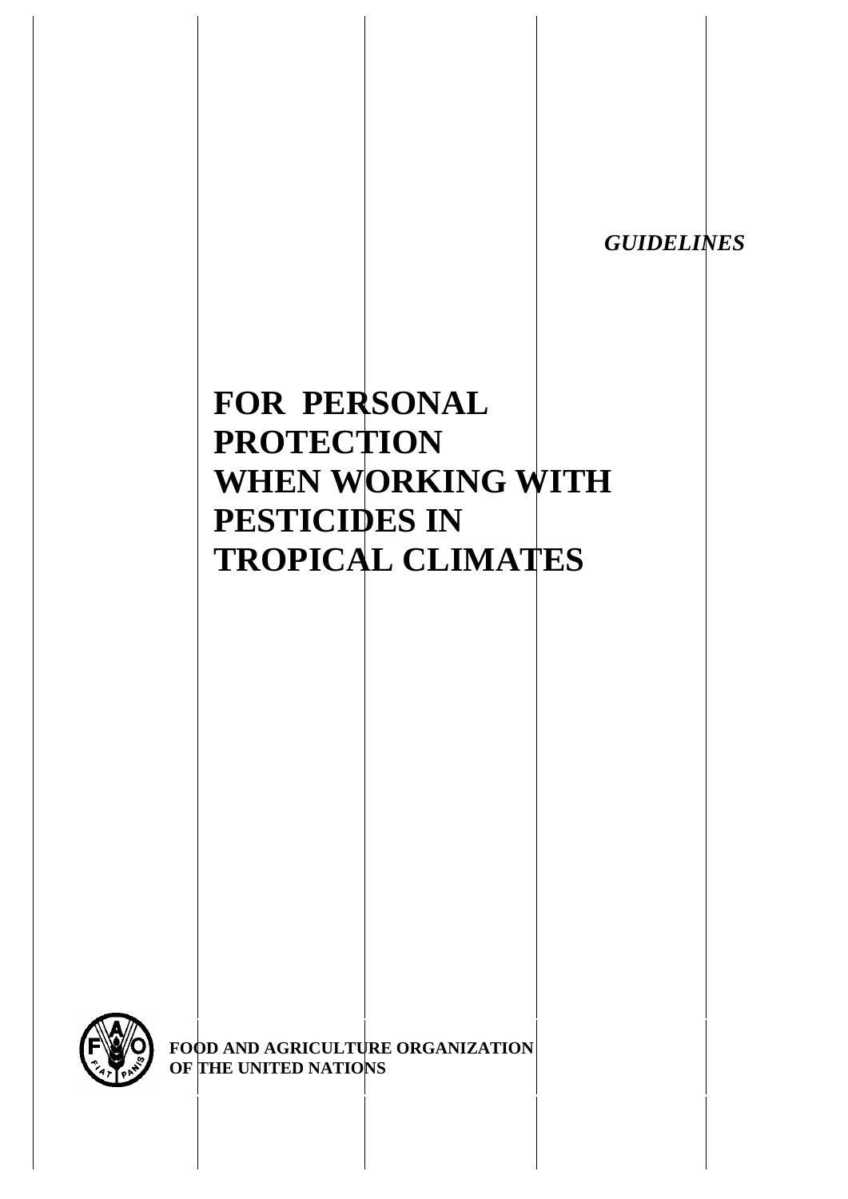*GUIDELINES*

# FOR PERSONAL PROTECTION WHEN WORKING WITH PESTICIDES IN TROPICAL CLIMATES

**FOOD AND AGRICULTURE ORGANIZATION OF THE UNITED NATIONS**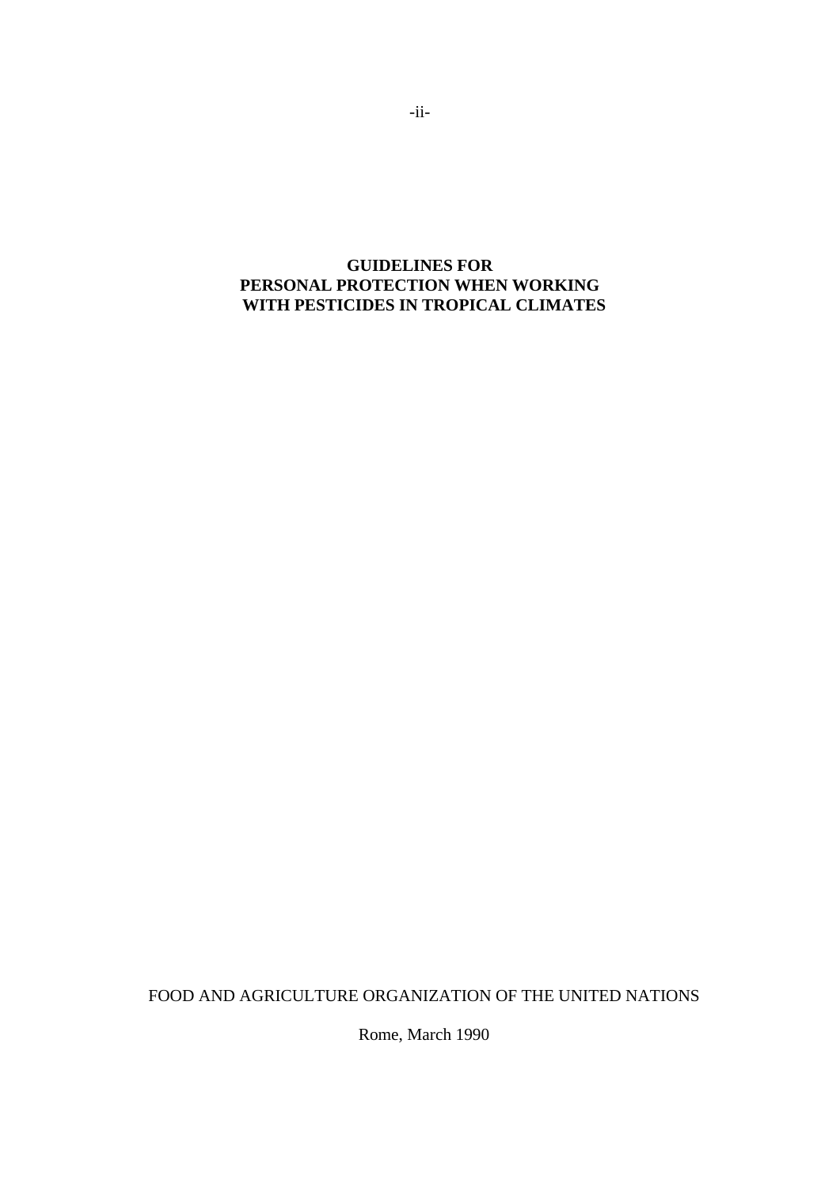# GUIDELINES FOR PERSONAL PROTECTION WHEN WORKING WITH PESTICIDES IN TROPICAL CLIMATES

FOOD AND AGRICULTURE ORGANIZATION OF THE UNITED NATIONS

Rome, March 1990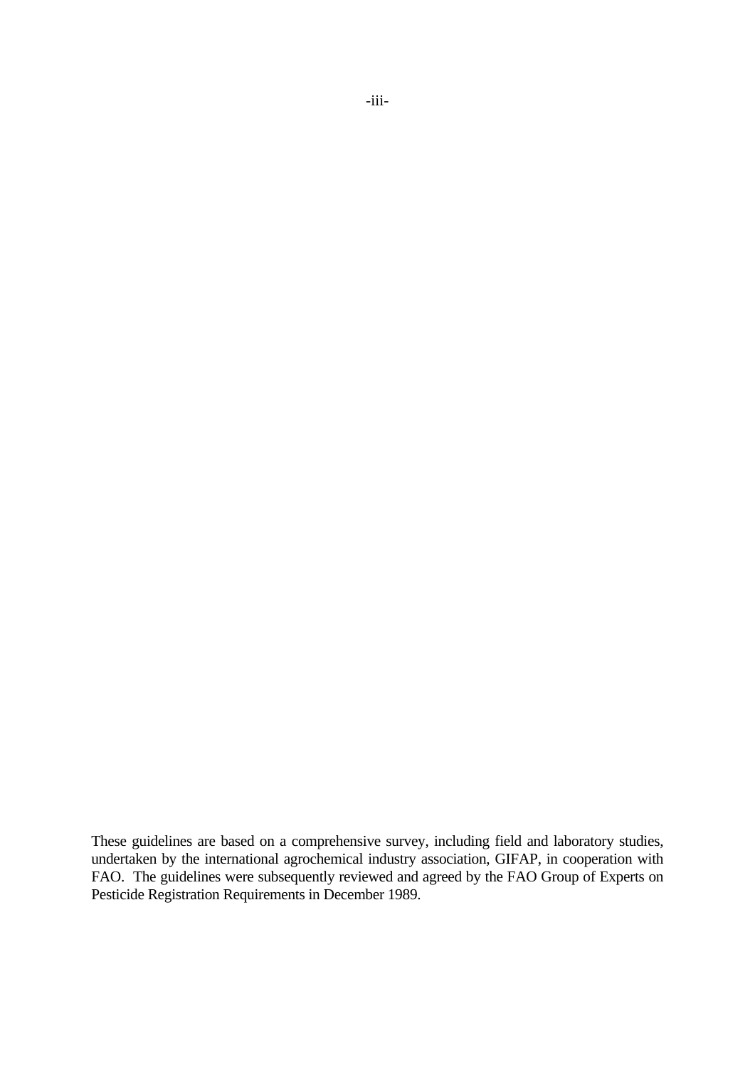These guidelines are based on a comprehensive survey, including field and laboratory studies, undertaken by the international agrochemical industry association, GIFAP, in cooperation with FAO. The guidelines were subsequently reviewed and agreed by the FAO Group of Experts on Pesticide Registration Requirements in December 1989.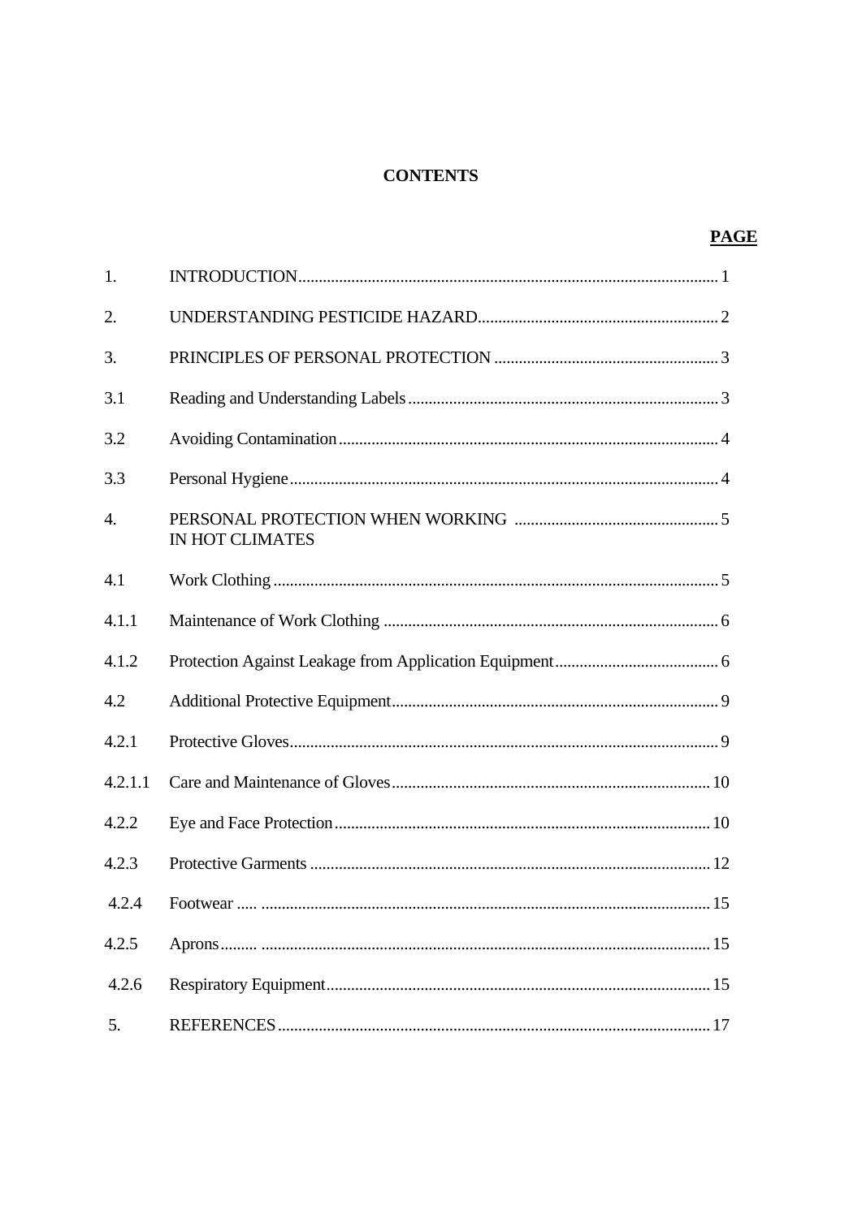# CONTENTS

| | | PAGE |
|---|---|---|
| 1. | INTRODUCTION | 1 |
| 2. | UNDERSTANDING PESTICIDE HAZARD | 2 |
| 3. | PRINCIPLES OF PERSONAL PROTECTION | 3 |
| 3.1 | Reading and Understanding Labels | 3 |
| 3.2 | Avoiding Contamination | 4 |
| 3.3 | Personal Hygiene | 4 |
| 4. | PERSONAL PROTECTION WHEN WORKING IN HOT CLIMATES | 5 |
| 4.1 | Work Clothing | 5 |
| 4.1.1 | Maintenance of Work Clothing | 6 |
| 4.1.2 | Protection Against Leakage from Application Equipment | 6 |
| 4.2 | Additional Protective Equipment | 9 |
| 4.2.1 | Protective Gloves | 9 |
| 4.2.1.1 | Care and Maintenance of Gloves | 10 |
| 4.2.2 | Eye and Face Protection | 10 |
| 4.2.3 | Protective Garments | 12 |
| 4.2.4 | Footwear | 15 |
| 4.2.5 | Aprons | 15 |
| 4.2.6 | Respiratory Equipment | 15 |
| 5. | REFERENCES | 17 |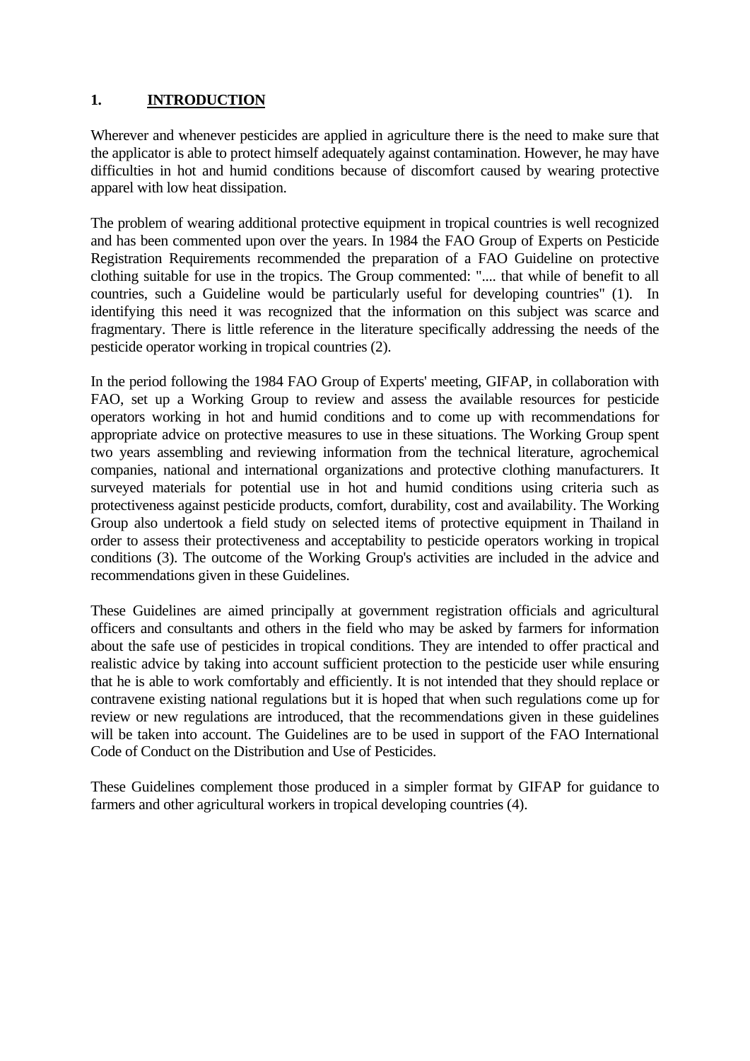# 1. INTRODUCTION

Wherever and whenever pesticides are applied in agriculture there is the need to make sure that the applicator is able to protect himself adequately against contamination. However, he may have difficulties in hot and humid conditions because of discomfort caused by wearing protective apparel with low heat dissipation.

The problem of wearing additional protective equipment in tropical countries is well recognized and has been commented upon over the years. In 1984 the FAO Group of Experts on Pesticide Registration Requirements recommended the preparation of a FAO Guideline on protective clothing suitable for use in the tropics. The Group commented: ".... that while of benefit to all countries, such a Guideline would be particularly useful for developing countries" (1). In identifying this need it was recognized that the information on this subject was scarce and fragmentary. There is little reference in the literature specifically addressing the needs of the pesticide operator working in tropical countries (2).

In the period following the 1984 FAO Group of Experts' meeting, GIFAP, in collaboration with FAO, set up a Working Group to review and assess the available resources for pesticide operators working in hot and humid conditions and to come up with recommendations for appropriate advice on protective measures to use in these situations. The Working Group spent two years assembling and reviewing information from the technical literature, agrochemical companies, national and international organizations and protective clothing manufacturers. It surveyed materials for potential use in hot and humid conditions using criteria such as protectiveness against pesticide products, comfort, durability, cost and availability. The Working Group also undertook a field study on selected items of protective equipment in Thailand in order to assess their protectiveness and acceptability to pesticide operators working in tropical conditions (3). The outcome of the Working Group's activities are included in the advice and recommendations given in these Guidelines.

These Guidelines are aimed principally at government registration officials and agricultural officers and consultants and others in the field who may be asked by farmers for information about the safe use of pesticides in tropical conditions. They are intended to offer practical and realistic advice by taking into account sufficient protection to the pesticide user while ensuring that he is able to work comfortably and efficiently. It is not intended that they should replace or contravene existing national regulations but it is hoped that when such regulations come up for review or new regulations are introduced, that the recommendations given in these guidelines will be taken into account. The Guidelines are to be used in support of the FAO International Code of Conduct on the Distribution and Use of Pesticides.

These Guidelines complement those produced in a simpler format by GIFAP for guidance to farmers and other agricultural workers in tropical developing countries (4).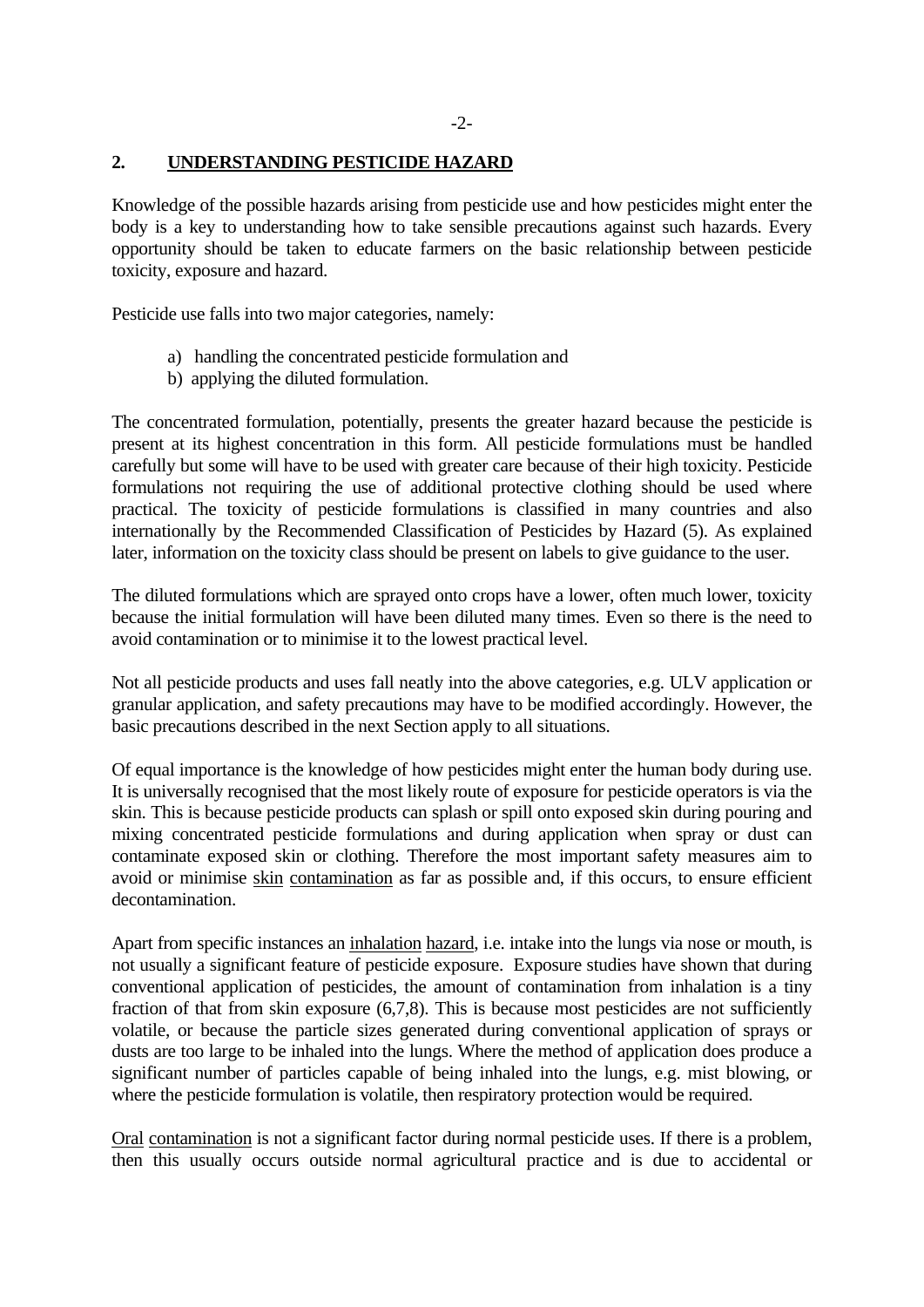## 2. <u>UNDERSTANDING PESTICIDE HAZARD</u>

Knowledge of the possible hazards arising from pesticide use and how pesticides might enter the body is a key to understanding how to take sensible precautions against such hazards. Every opportunity should be taken to educate farmers on the basic relationship between pesticide toxicity, exposure and hazard.

Pesticide use falls into two major categories, namely:

a) handling the concentrated pesticide formulation and
b) applying the diluted formulation.

The concentrated formulation, potentially, presents the greater hazard because the pesticide is present at its highest concentration in this form. All pesticide formulations must be handled carefully but some will have to be used with greater care because of their high toxicity. Pesticide formulations not requiring the use of additional protective clothing should be used where practical. The toxicity of pesticide formulations is classified in many countries and also internationally by the Recommended Classification of Pesticides by Hazard (5). As explained later, information on the toxicity class should be present on labels to give guidance to the user.

The diluted formulations which are sprayed onto crops have a lower, often much lower, toxicity because the initial formulation will have been diluted many times. Even so there is the need to avoid contamination or to minimise it to the lowest practical level.

Not all pesticide products and uses fall neatly into the above categories, e.g. ULV application or granular application, and safety precautions may have to be modified accordingly. However, the basic precautions described in the next Section apply to all situations.

Of equal importance is the knowledge of how pesticides might enter the human body during use. It is universally recognised that the most likely route of exposure for pesticide operators is via the skin. This is because pesticide products can splash or spill onto exposed skin during pouring and mixing concentrated pesticide formulations and during application when spray or dust can contaminate exposed skin or clothing. Therefore the most important safety measures aim to avoid or minimise <u>skin contamination</u> as far as possible and, if this occurs, to ensure efficient decontamination.

Apart from specific instances an <u>inhalation hazard</u>, i.e. intake into the lungs via nose or mouth, is not usually a significant feature of pesticide exposure. Exposure studies have shown that during conventional application of pesticides, the amount of contamination from inhalation is a tiny fraction of that from skin exposure (6,7,8). This is because most pesticides are not sufficiently volatile, or because the particle sizes generated during conventional application of sprays or dusts are too large to be inhaled into the lungs. Where the method of application does produce a significant number of particles capable of being inhaled into the lungs, e.g. mist blowing, or where the pesticide formulation is volatile, then respiratory protection would be required.

<u>Oral contamination</u> is not a significant factor during normal pesticide uses. If there is a problem, then this usually occurs outside normal agricultural practice and is due to accidental or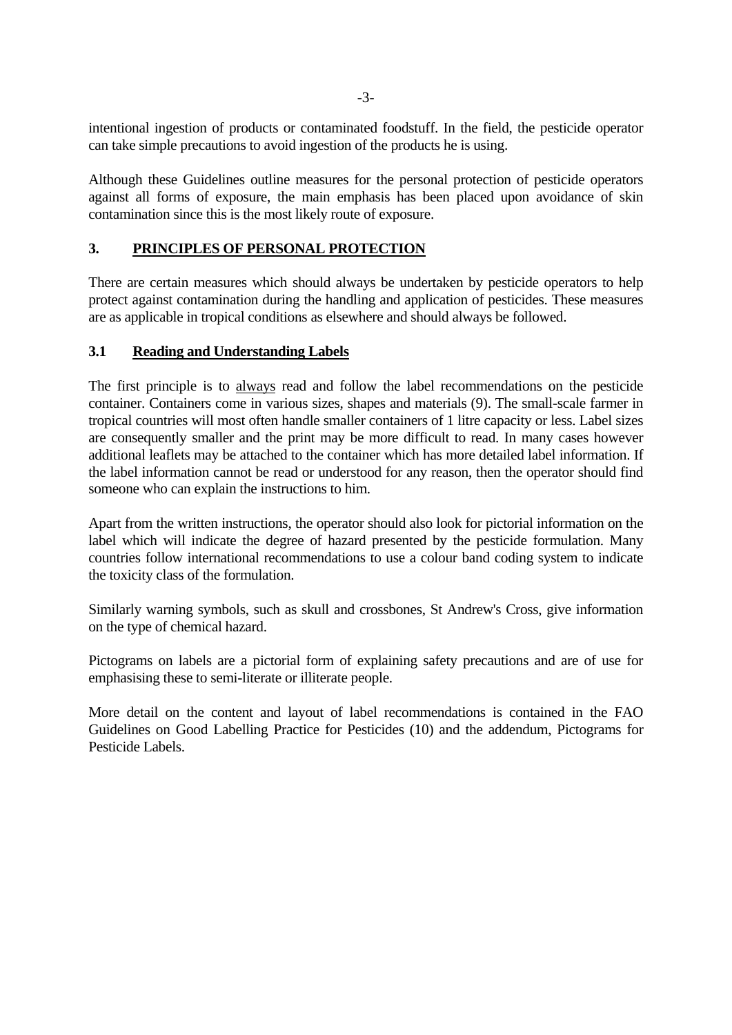intentional ingestion of products or contaminated foodstuff. In the field, the pesticide operator can take simple precautions to avoid ingestion of the products he is using.

Although these Guidelines outline measures for the personal protection of pesticide operators against all forms of exposure, the main emphasis has been placed upon avoidance of skin contamination since this is the most likely route of exposure.

## 3. PRINCIPLES OF PERSONAL PROTECTION

There are certain measures which should always be undertaken by pesticide operators to help protect against contamination during the handling and application of pesticides. These measures are as applicable in tropical conditions as elsewhere and should always be followed.

### 3.1 Reading and Understanding Labels

The first principle is to always read and follow the label recommendations on the pesticide container. Containers come in various sizes, shapes and materials (9). The small-scale farmer in tropical countries will most often handle smaller containers of 1 litre capacity or less. Label sizes are consequently smaller and the print may be more difficult to read. In many cases however additional leaflets may be attached to the container which has more detailed label information. If the label information cannot be read or understood for any reason, then the operator should find someone who can explain the instructions to him.

Apart from the written instructions, the operator should also look for pictorial information on the label which will indicate the degree of hazard presented by the pesticide formulation. Many countries follow international recommendations to use a colour band coding system to indicate the toxicity class of the formulation.

Similarly warning symbols, such as skull and crossbones, St Andrew's Cross, give information on the type of chemical hazard.

Pictograms on labels are a pictorial form of explaining safety precautions and are of use for emphasising these to semi-literate or illiterate people.

More detail on the content and layout of label recommendations is contained in the FAO Guidelines on Good Labelling Practice for Pesticides (10) and the addendum, Pictograms for Pesticide Labels.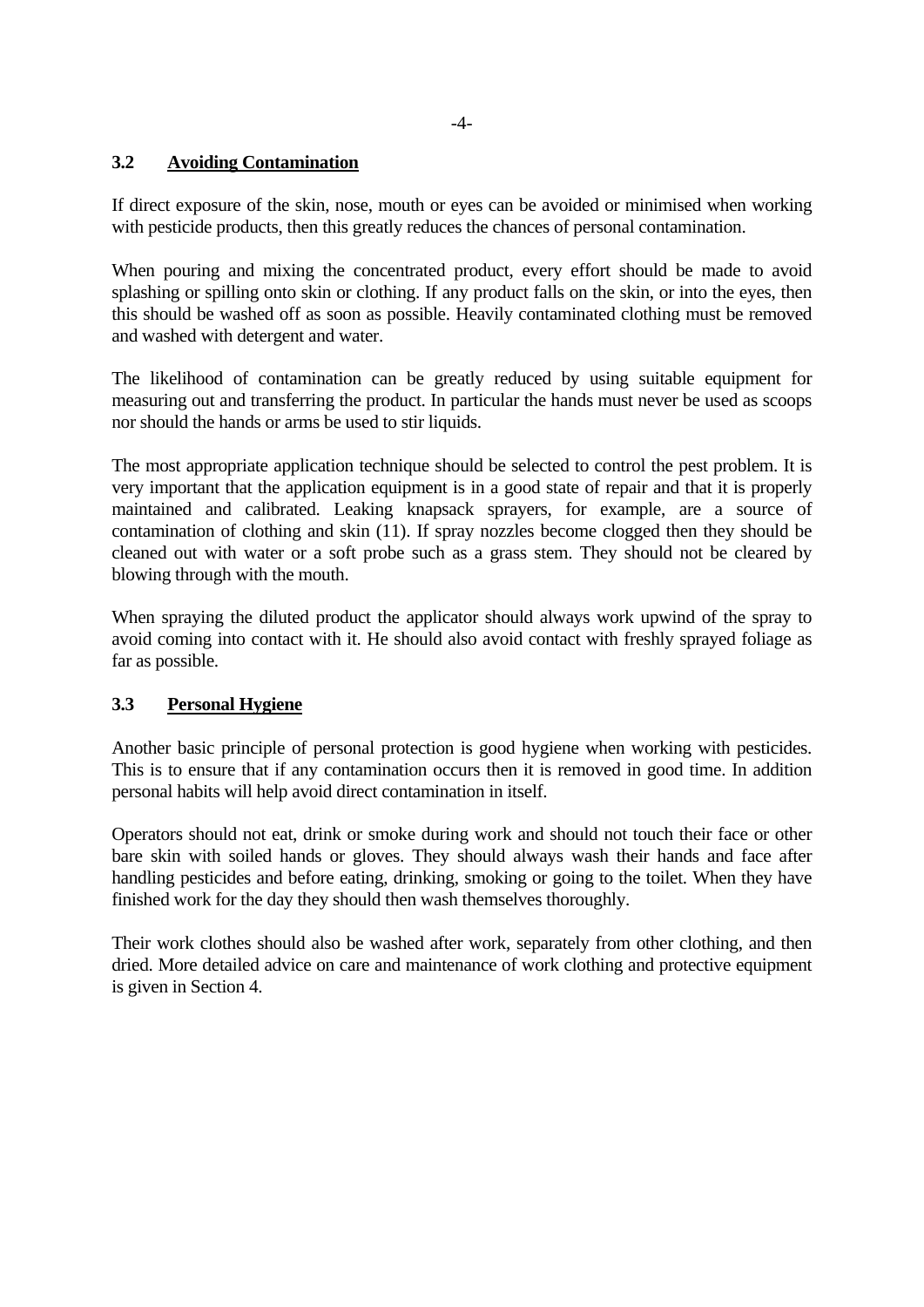### 3.2 Avoiding Contamination

If direct exposure of the skin, nose, mouth or eyes can be avoided or minimised when working with pesticide products, then this greatly reduces the chances of personal contamination.

When pouring and mixing the concentrated product, every effort should be made to avoid splashing or spilling onto skin or clothing. If any product falls on the skin, or into the eyes, then this should be washed off as soon as possible. Heavily contaminated clothing must be removed and washed with detergent and water.

The likelihood of contamination can be greatly reduced by using suitable equipment for measuring out and transferring the product. In particular the hands must never be used as scoops nor should the hands or arms be used to stir liquids.

The most appropriate application technique should be selected to control the pest problem. It is very important that the application equipment is in a good state of repair and that it is properly maintained and calibrated. Leaking knapsack sprayers, for example, are a source of contamination of clothing and skin (11). If spray nozzles become clogged then they should be cleaned out with water or a soft probe such as a grass stem. They should not be cleared by blowing through with the mouth.

When spraying the diluted product the applicator should always work upwind of the spray to avoid coming into contact with it. He should also avoid contact with freshly sprayed foliage as far as possible.

### 3.3 Personal Hygiene

Another basic principle of personal protection is good hygiene when working with pesticides. This is to ensure that if any contamination occurs then it is removed in good time. In addition personal habits will help avoid direct contamination in itself.

Operators should not eat, drink or smoke during work and should not touch their face or other bare skin with soiled hands or gloves. They should always wash their hands and face after handling pesticides and before eating, drinking, smoking or going to the toilet. When they have finished work for the day they should then wash themselves thoroughly.

Their work clothes should also be washed after work, separately from other clothing, and then dried. More detailed advice on care and maintenance of work clothing and protective equipment is given in Section 4.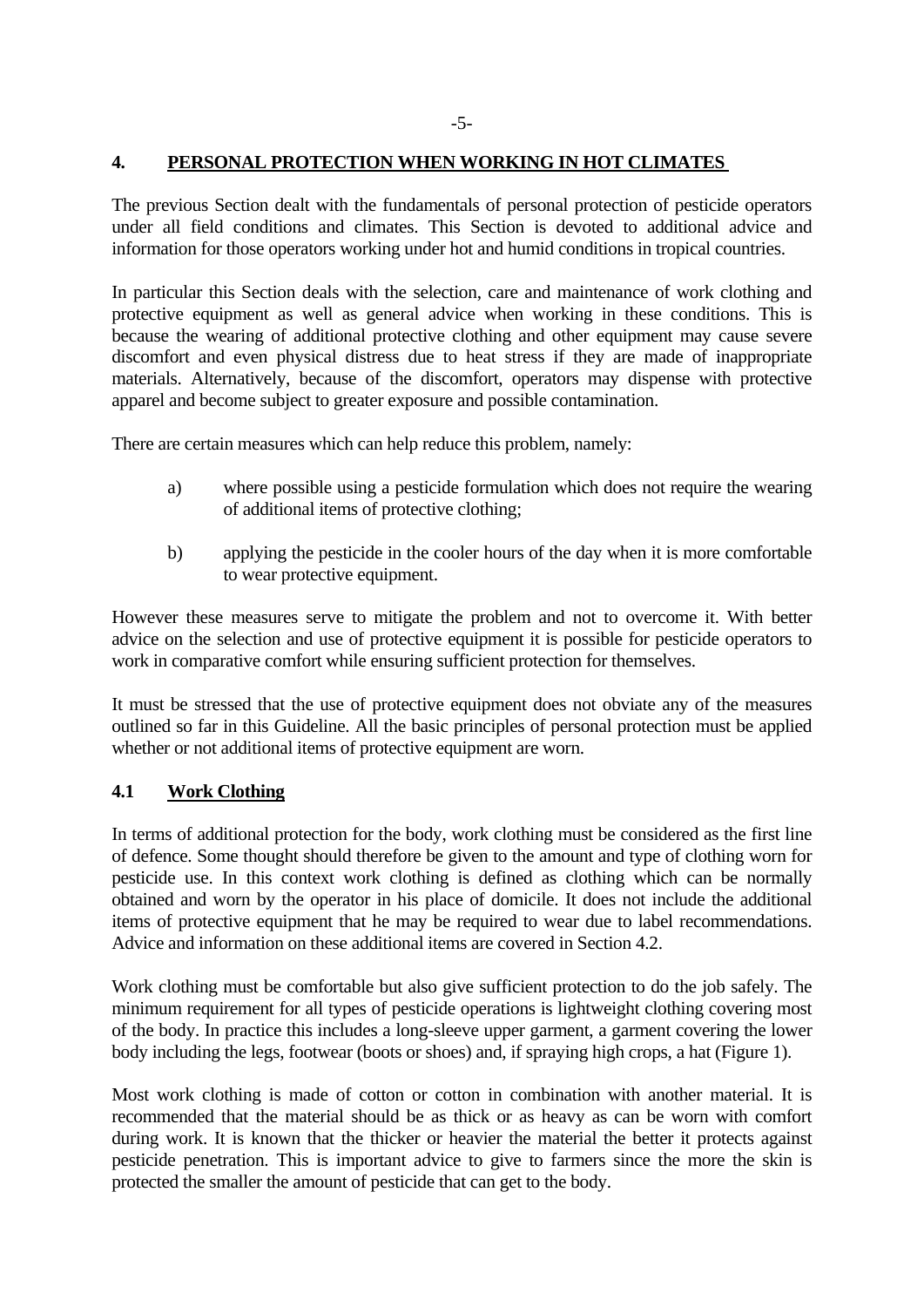## 4. PERSONAL PROTECTION WHEN WORKING IN HOT CLIMATES

The previous Section dealt with the fundamentals of personal protection of pesticide operators under all field conditions and climates. This Section is devoted to additional advice and information for those operators working under hot and humid conditions in tropical countries.

In particular this Section deals with the selection, care and maintenance of work clothing and protective equipment as well as general advice when working in these conditions. This is because the wearing of additional protective clothing and other equipment may cause severe discomfort and even physical distress due to heat stress if they are made of inappropriate materials. Alternatively, because of the discomfort, operators may dispense with protective apparel and become subject to greater exposure and possible contamination.

There are certain measures which can help reduce this problem, namely:

a) where possible using a pesticide formulation which does not require the wearing of additional items of protective clothing;

b) applying the pesticide in the cooler hours of the day when it is more comfortable to wear protective equipment.

However these measures serve to mitigate the problem and not to overcome it. With better advice on the selection and use of protective equipment it is possible for pesticide operators to work in comparative comfort while ensuring sufficient protection for themselves.

It must be stressed that the use of protective equipment does not obviate any of the measures outlined so far in this Guideline. All the basic principles of personal protection must be applied whether or not additional items of protective equipment are worn.

### 4.1 Work Clothing

In terms of additional protection for the body, work clothing must be considered as the first line of defence. Some thought should therefore be given to the amount and type of clothing worn for pesticide use. In this context work clothing is defined as clothing which can be normally obtained and worn by the operator in his place of domicile. It does not include the additional items of protective equipment that he may be required to wear due to label recommendations. Advice and information on these additional items are covered in Section 4.2.

Work clothing must be comfortable but also give sufficient protection to do the job safely. The minimum requirement for all types of pesticide operations is lightweight clothing covering most of the body. In practice this includes a long-sleeve upper garment, a garment covering the lower body including the legs, footwear (boots or shoes) and, if spraying high crops, a hat (Figure 1).

Most work clothing is made of cotton or cotton in combination with another material. It is recommended that the material should be as thick or as heavy as can be worn with comfort during work. It is known that the thicker or heavier the material the better it protects against pesticide penetration. This is important advice to give to farmers since the more the skin is protected the smaller the amount of pesticide that can get to the body.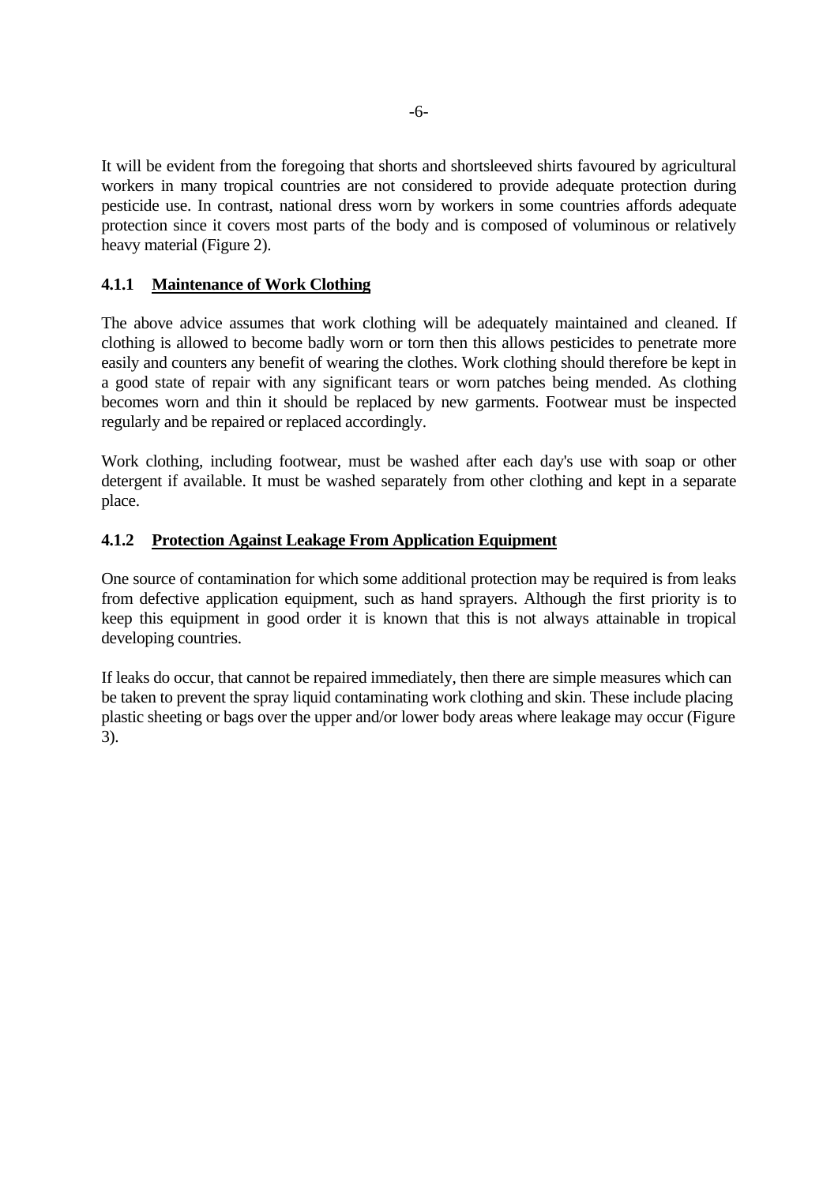It will be evident from the foregoing that shorts and shortsleeved shirts favoured by agricultural workers in many tropical countries are not considered to provide adequate protection during pesticide use. In contrast, national dress worn by workers in some countries affords adequate protection since it covers most parts of the body and is composed of voluminous or relatively heavy material (Figure 2).

### 4.1.1 Maintenance of Work Clothing

The above advice assumes that work clothing will be adequately maintained and cleaned. If clothing is allowed to become badly worn or torn then this allows pesticides to penetrate more easily and counters any benefit of wearing the clothes. Work clothing should therefore be kept in a good state of repair with any significant tears or worn patches being mended. As clothing becomes worn and thin it should be replaced by new garments. Footwear must be inspected regularly and be repaired or replaced accordingly.

Work clothing, including footwear, must be washed after each day's use with soap or other detergent if available. It must be washed separately from other clothing and kept in a separate place.

### 4.1.2 Protection Against Leakage From Application Equipment

One source of contamination for which some additional protection may be required is from leaks from defective application equipment, such as hand sprayers. Although the first priority is to keep this equipment in good order it is known that this is not always attainable in tropical developing countries.

If leaks do occur, that cannot be repaired immediately, then there are simple measures which can be taken to prevent the spray liquid contaminating work clothing and skin. These include placing plastic sheeting or bags over the upper and/or lower body areas where leakage may occur (Figure 3).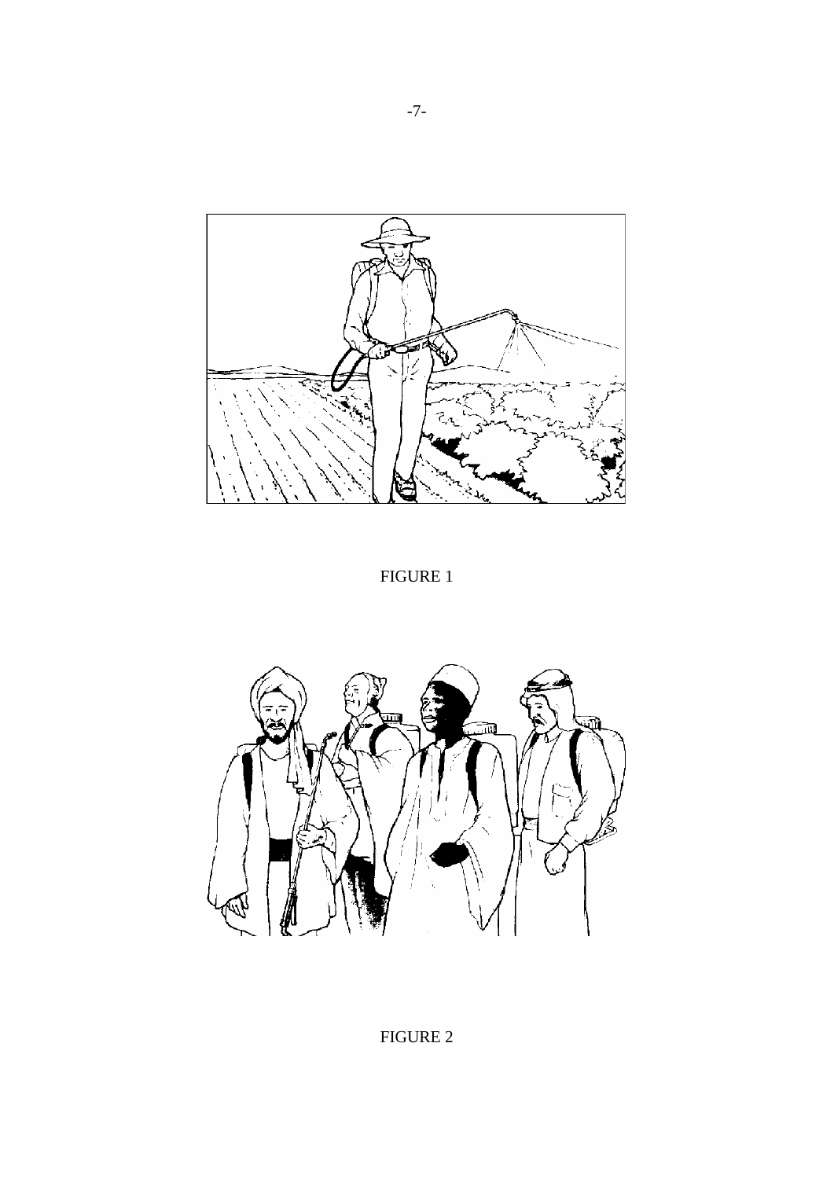FIGURE 1

FIGURE 2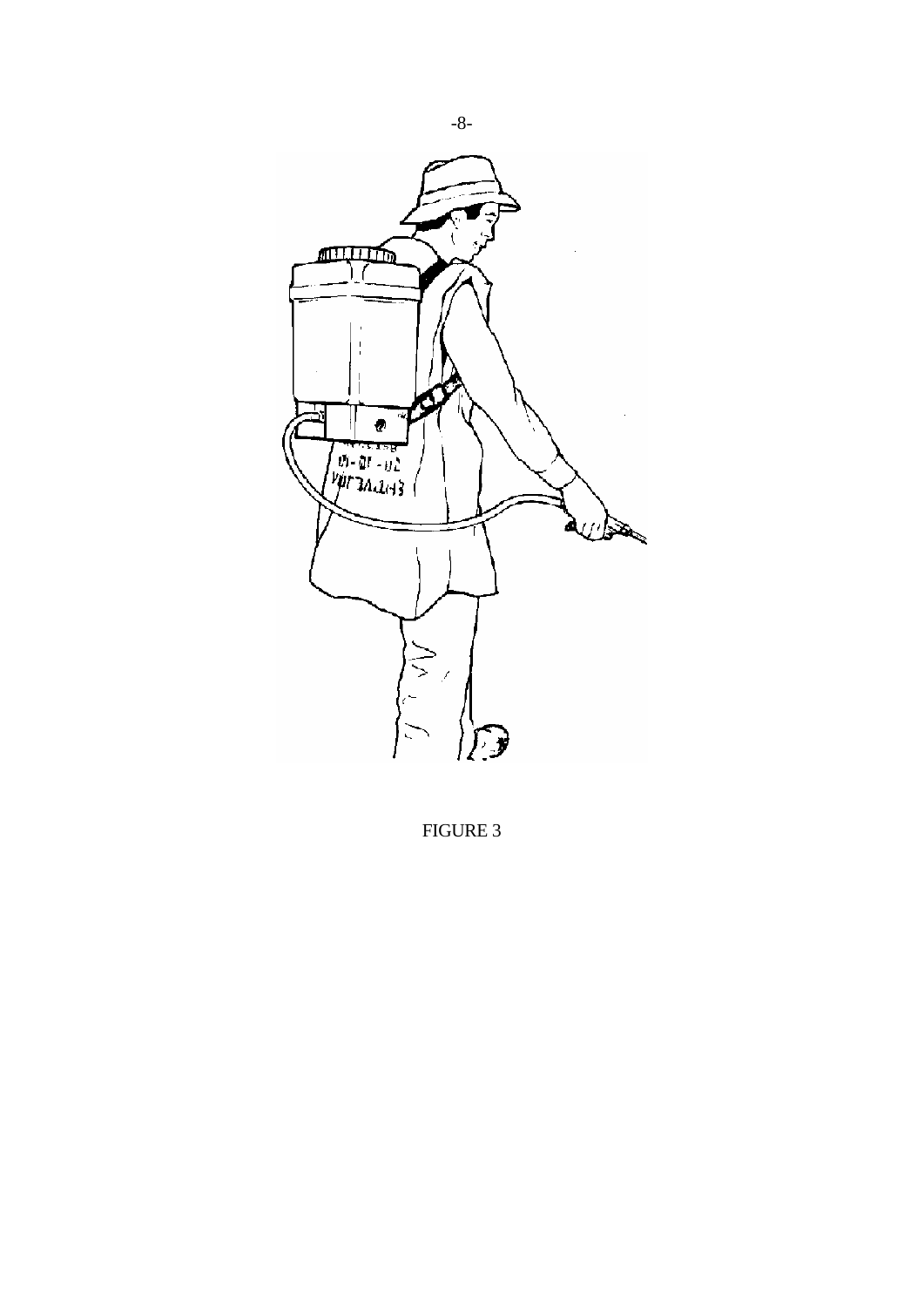FIGURE 3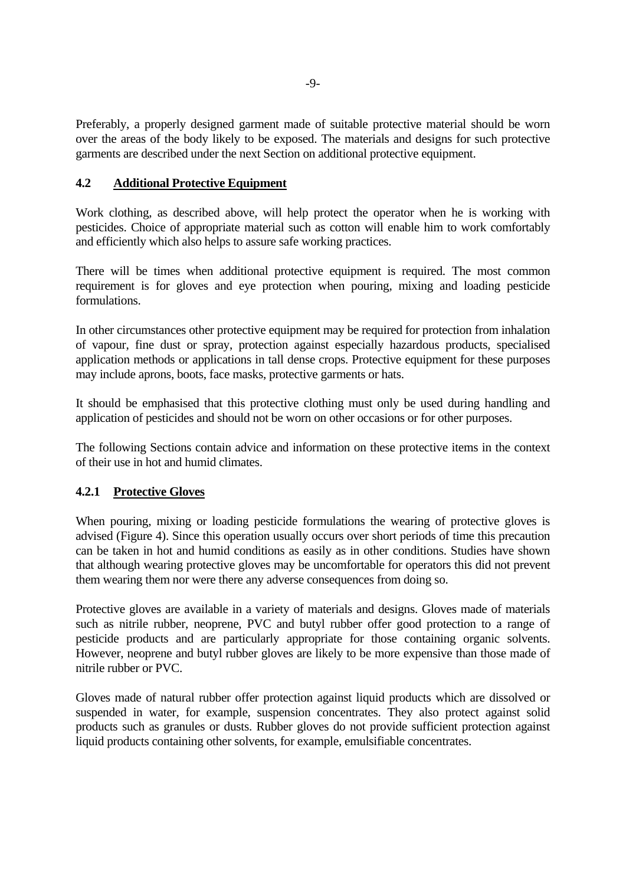Preferably, a properly designed garment made of suitable protective material should be worn over the areas of the body likely to be exposed. The materials and designs for such protective garments are described under the next Section on additional protective equipment.

## 4.2 Additional Protective Equipment

Work clothing, as described above, will help protect the operator when he is working with pesticides. Choice of appropriate material such as cotton will enable him to work comfortably and efficiently which also helps to assure safe working practices.

There will be times when additional protective equipment is required. The most common requirement is for gloves and eye protection when pouring, mixing and loading pesticide formulations.

In other circumstances other protective equipment may be required for protection from inhalation of vapour, fine dust or spray, protection against especially hazardous products, specialised application methods or applications in tall dense crops. Protective equipment for these purposes may include aprons, boots, face masks, protective garments or hats.

It should be emphasised that this protective clothing must only be used during handling and application of pesticides and should not be worn on other occasions or for other purposes.

The following Sections contain advice and information on these protective items in the context of their use in hot and humid climates.

### 4.2.1 Protective Gloves

When pouring, mixing or loading pesticide formulations the wearing of protective gloves is advised (Figure 4). Since this operation usually occurs over short periods of time this precaution can be taken in hot and humid conditions as easily as in other conditions. Studies have shown that although wearing protective gloves may be uncomfortable for operators this did not prevent them wearing them nor were there any adverse consequences from doing so.

Protective gloves are available in a variety of materials and designs. Gloves made of materials such as nitrile rubber, neoprene, PVC and butyl rubber offer good protection to a range of pesticide products and are particularly appropriate for those containing organic solvents. However, neoprene and butyl rubber gloves are likely to be more expensive than those made of nitrile rubber or PVC.

Gloves made of natural rubber offer protection against liquid products which are dissolved or suspended in water, for example, suspension concentrates. They also protect against solid products such as granules or dusts. Rubber gloves do not provide sufficient protection against liquid products containing other solvents, for example, emulsifiable concentrates.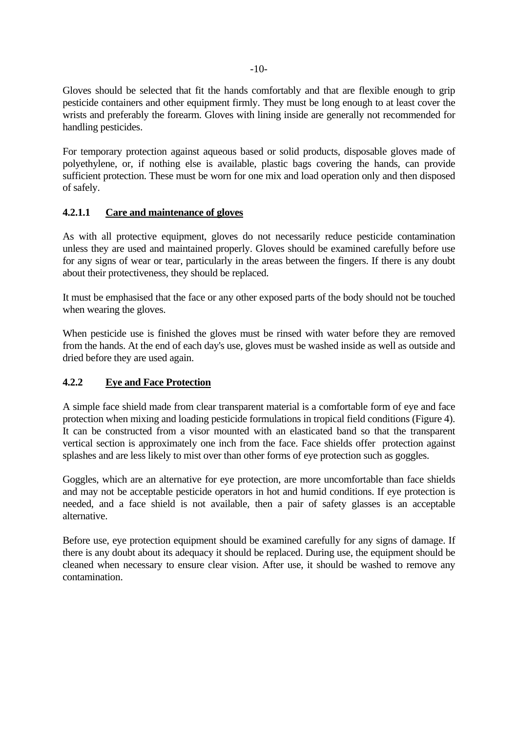Gloves should be selected that fit the hands comfortably and that are flexible enough to grip pesticide containers and other equipment firmly. They must be long enough to at least cover the wrists and preferably the forearm. Gloves with lining inside are generally not recommended for handling pesticides.

For temporary protection against aqueous based or solid products, disposable gloves made of polyethylene, or, if nothing else is available, plastic bags covering the hands, can provide sufficient protection. These must be worn for one mix and load operation only and then disposed of safely.

#### 4.2.1.1 Care and maintenance of gloves

As with all protective equipment, gloves do not necessarily reduce pesticide contamination unless they are used and maintained properly. Gloves should be examined carefully before use for any signs of wear or tear, particularly in the areas between the fingers. If there is any doubt about their protectiveness, they should be replaced.

It must be emphasised that the face or any other exposed parts of the body should not be touched when wearing the gloves.

When pesticide use is finished the gloves must be rinsed with water before they are removed from the hands. At the end of each day's use, gloves must be washed inside as well as outside and dried before they are used again.

### 4.2.2 Eye and Face Protection

A simple face shield made from clear transparent material is a comfortable form of eye and face protection when mixing and loading pesticide formulations in tropical field conditions (Figure 4). It can be constructed from a visor mounted with an elasticated band so that the transparent vertical section is approximately one inch from the face. Face shields offer protection against splashes and are less likely to mist over than other forms of eye protection such as goggles.

Goggles, which are an alternative for eye protection, are more uncomfortable than face shields and may not be acceptable pesticide operators in hot and humid conditions. If eye protection is needed, and a face shield is not available, then a pair of safety glasses is an acceptable alternative.

Before use, eye protection equipment should be examined carefully for any signs of damage. If there is any doubt about its adequacy it should be replaced. During use, the equipment should be cleaned when necessary to ensure clear vision. After use, it should be washed to remove any contamination.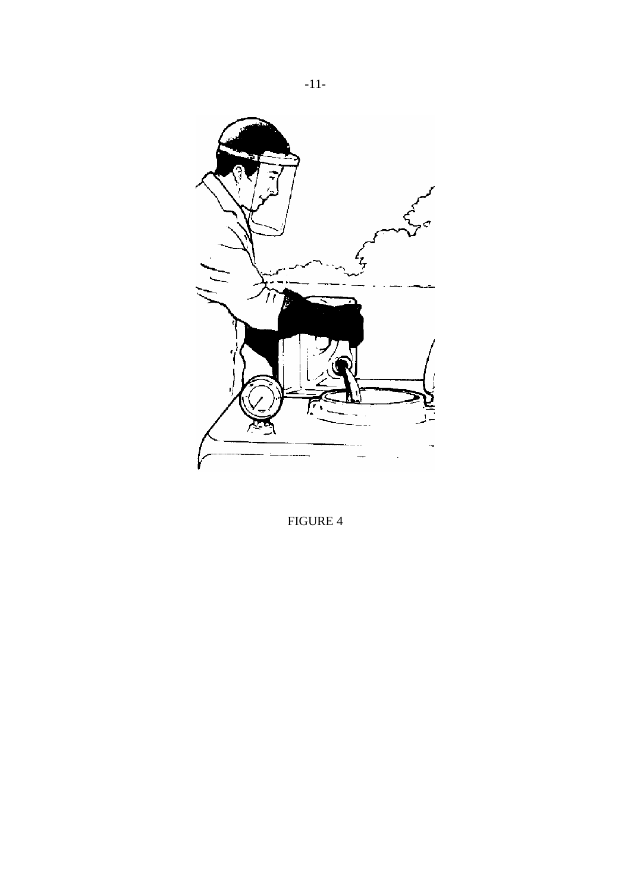FIGURE 4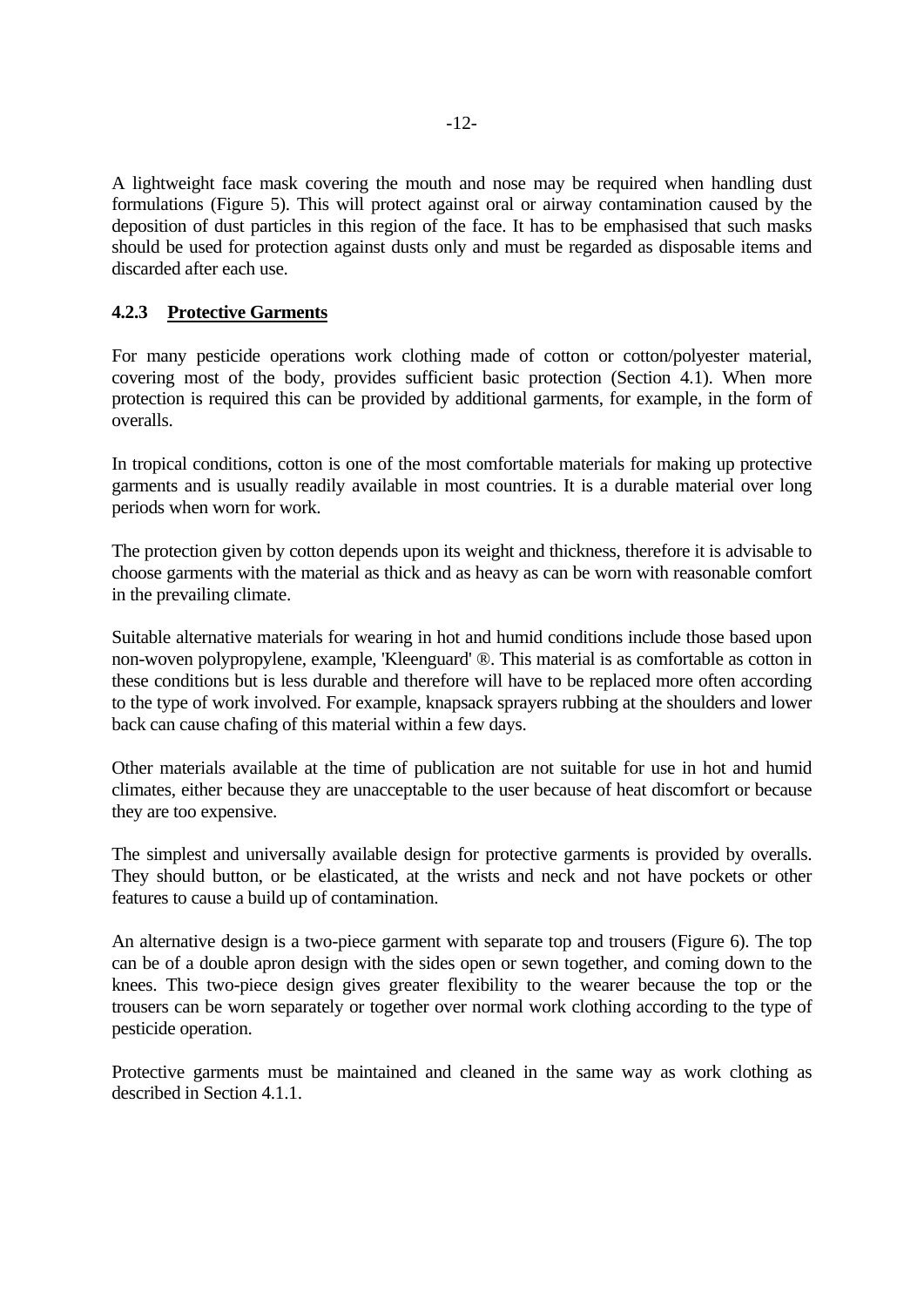A lightweight face mask covering the mouth and nose may be required when handling dust formulations (Figure 5). This will protect against oral or airway contamination caused by the deposition of dust particles in this region of the face. It has to be emphasised that such masks should be used for protection against dusts only and must be regarded as disposable items and discarded after each use.

### 4.2.3 Protective Garments

For many pesticide operations work clothing made of cotton or cotton/polyester material, covering most of the body, provides sufficient basic protection (Section 4.1). When more protection is required this can be provided by additional garments, for example, in the form of overalls.

In tropical conditions, cotton is one of the most comfortable materials for making up protective garments and is usually readily available in most countries. It is a durable material over long periods when worn for work.

The protection given by cotton depends upon its weight and thickness, therefore it is advisable to choose garments with the material as thick and as heavy as can be worn with reasonable comfort in the prevailing climate.

Suitable alternative materials for wearing in hot and humid conditions include those based upon non-woven polypropylene, example, 'Kleenguard' ®. This material is as comfortable as cotton in these conditions but is less durable and therefore will have to be replaced more often according to the type of work involved. For example, knapsack sprayers rubbing at the shoulders and lower back can cause chafing of this material within a few days.

Other materials available at the time of publication are not suitable for use in hot and humid climates, either because they are unacceptable to the user because of heat discomfort or because they are too expensive.

The simplest and universally available design for protective garments is provided by overalls. They should button, or be elasticated, at the wrists and neck and not have pockets or other features to cause a build up of contamination.

An alternative design is a two-piece garment with separate top and trousers (Figure 6). The top can be of a double apron design with the sides open or sewn together, and coming down to the knees. This two-piece design gives greater flexibility to the wearer because the top or the trousers can be worn separately or together over normal work clothing according to the type of pesticide operation.

Protective garments must be maintained and cleaned in the same way as work clothing as described in Section 4.1.1.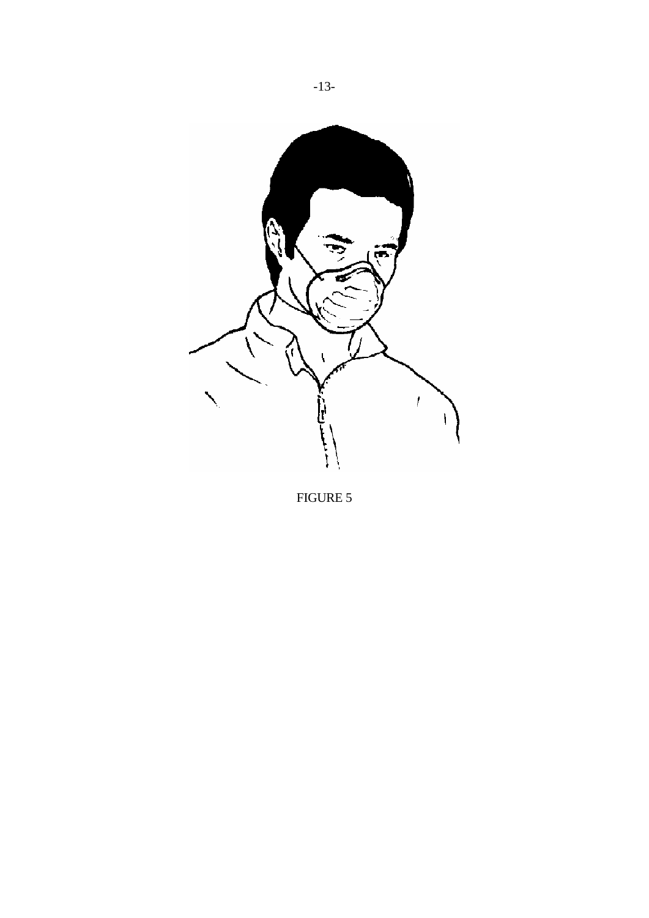FIGURE 5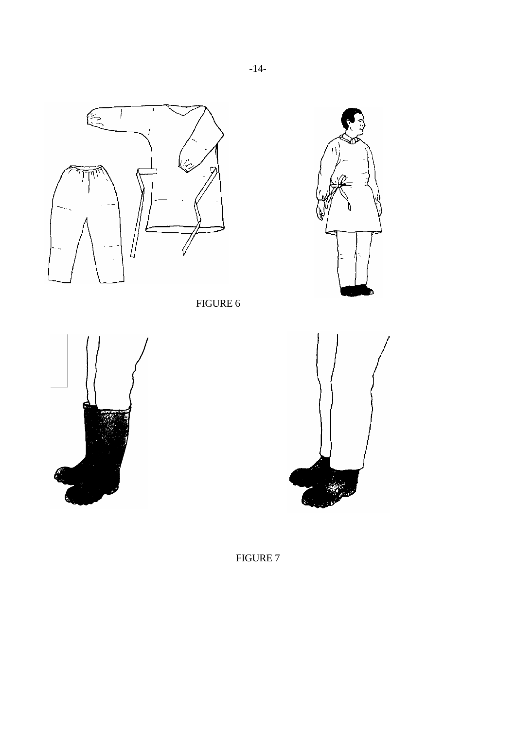FIGURE 6

FIGURE 7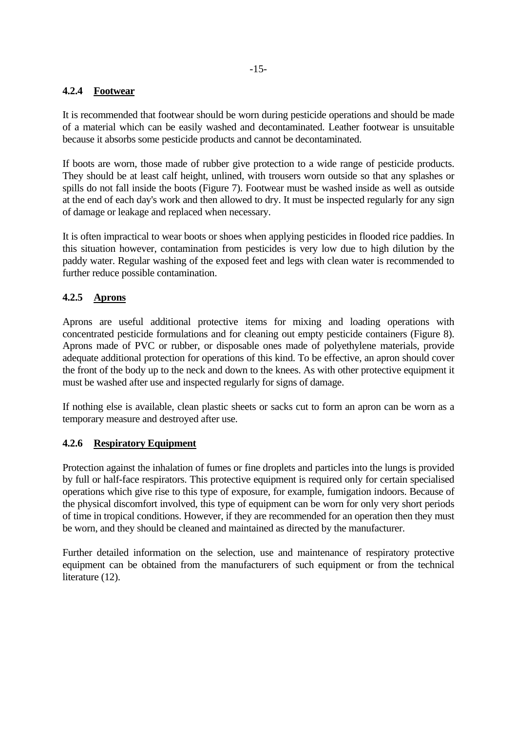#### 4.2.4 Footwear

It is recommended that footwear should be worn during pesticide operations and should be made of a material which can be easily washed and decontaminated. Leather footwear is unsuitable because it absorbs some pesticide products and cannot be decontaminated.

If boots are worn, those made of rubber give protection to a wide range of pesticide products. They should be at least calf height, unlined, with trousers worn outside so that any splashes or spills do not fall inside the boots (Figure 7). Footwear must be washed inside as well as outside at the end of each day's work and then allowed to dry. It must be inspected regularly for any sign of damage or leakage and replaced when necessary.

It is often impractical to wear boots or shoes when applying pesticides in flooded rice paddies. In this situation however, contamination from pesticides is very low due to high dilution by the paddy water. Regular washing of the exposed feet and legs with clean water is recommended to further reduce possible contamination.

#### 4.2.5 Aprons

Aprons are useful additional protective items for mixing and loading operations with concentrated pesticide formulations and for cleaning out empty pesticide containers (Figure 8). Aprons made of PVC or rubber, or disposable ones made of polyethylene materials, provide adequate additional protection for operations of this kind. To be effective, an apron should cover the front of the body up to the neck and down to the knees. As with other protective equipment it must be washed after use and inspected regularly for signs of damage.

If nothing else is available, clean plastic sheets or sacks cut to form an apron can be worn as a temporary measure and destroyed after use.

#### 4.2.6 Respiratory Equipment

Protection against the inhalation of fumes or fine droplets and particles into the lungs is provided by full or half-face respirators. This protective equipment is required only for certain specialised operations which give rise to this type of exposure, for example, fumigation indoors. Because of the physical discomfort involved, this type of equipment can be worn for only very short periods of time in tropical conditions. However, if they are recommended for an operation then they must be worn, and they should be cleaned and maintained as directed by the manufacturer.

Further detailed information on the selection, use and maintenance of respiratory protective equipment can be obtained from the manufacturers of such equipment or from the technical literature (12).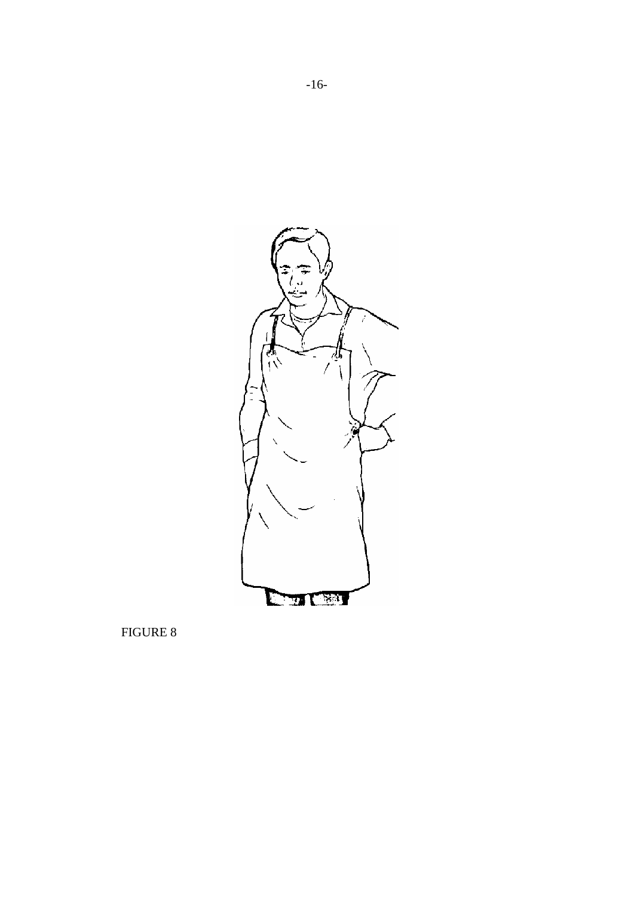FIGURE 8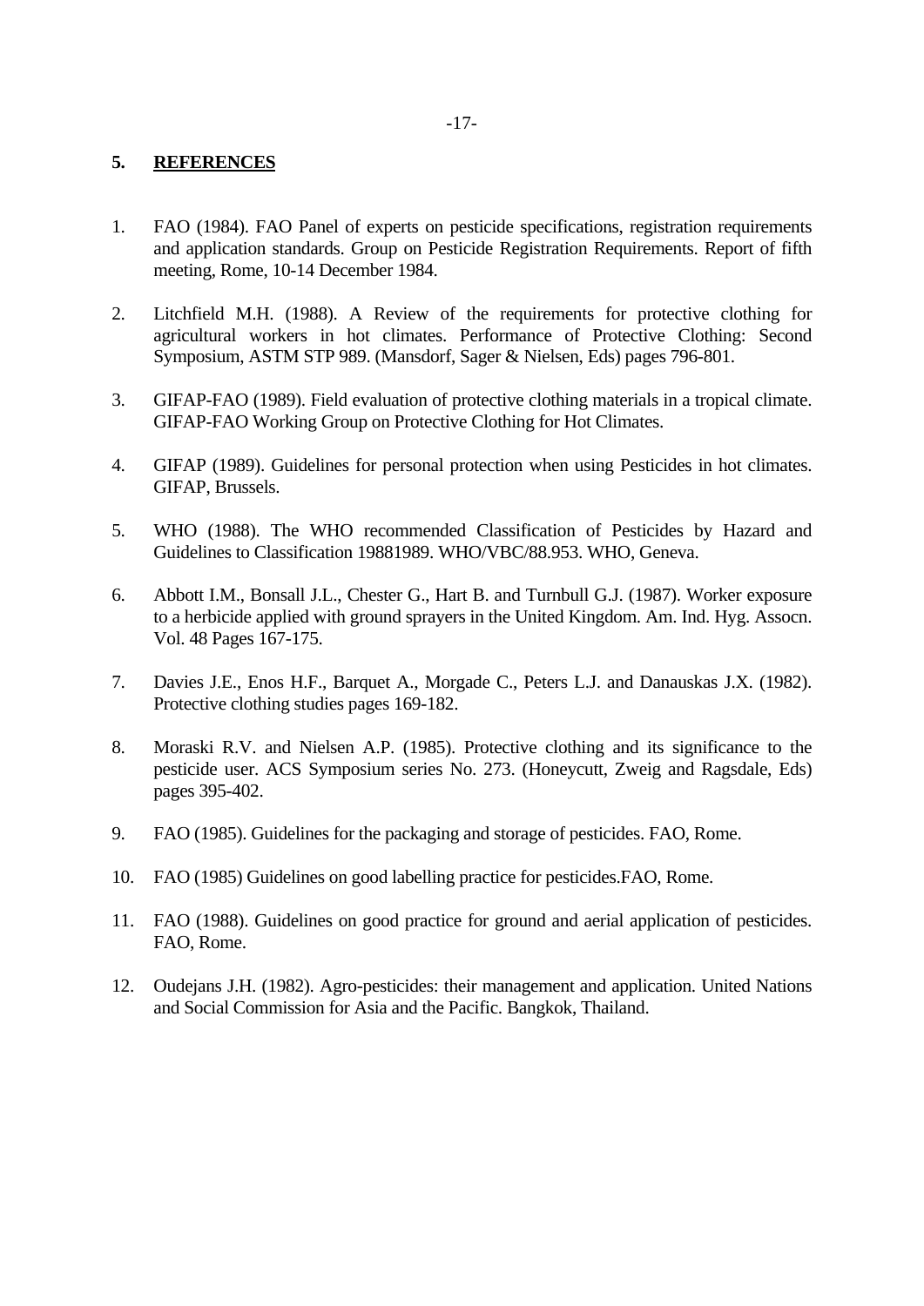## 5. REFERENCES

1. FAO (1984). FAO Panel of experts on pesticide specifications, registration requirements and application standards. Group on Pesticide Registration Requirements. Report of fifth meeting, Rome, 10-14 December 1984.

2. Litchfield M.H. (1988). A Review of the requirements for protective clothing for agricultural workers in hot climates. Performance of Protective Clothing: Second Symposium, ASTM STP 989. (Mansdorf, Sager & Nielsen, Eds) pages 796-801.

3. GIFAP-FAO (1989). Field evaluation of protective clothing materials in a tropical climate. GIFAP-FAO Working Group on Protective Clothing for Hot Climates.

4. GIFAP (1989). Guidelines for personal protection when using Pesticides in hot climates. GIFAP, Brussels.

5. WHO (1988). The WHO recommended Classification of Pesticides by Hazard and Guidelines to Classification 19881989. WHO/VBC/88.953. WHO, Geneva.

6. Abbott I.M., Bonsall J.L., Chester G., Hart B. and Turnbull G.J. (1987). Worker exposure to a herbicide applied with ground sprayers in the United Kingdom. Am. Ind. Hyg. Assocn. Vol. 48 Pages 167-175.

7. Davies J.E., Enos H.F., Barquet A., Morgade C., Peters L.J. and Danauskas J.X. (1982). Protective clothing studies pages 169-182.

8. Moraski R.V. and Nielsen A.P. (1985). Protective clothing and its significance to the pesticide user. ACS Symposium series No. 273. (Honeycutt, Zweig and Ragsdale, Eds) pages 395-402.

9. FAO (1985). Guidelines for the packaging and storage of pesticides. FAO, Rome.

10. FAO (1985) Guidelines on good labelling practice for pesticides.FAO, Rome.

11. FAO (1988). Guidelines on good practice for ground and aerial application of pesticides. FAO, Rome.

12. Oudejans J.H. (1982). Agro-pesticides: their management and application. United Nations and Social Commission for Asia and the Pacific. Bangkok, Thailand.